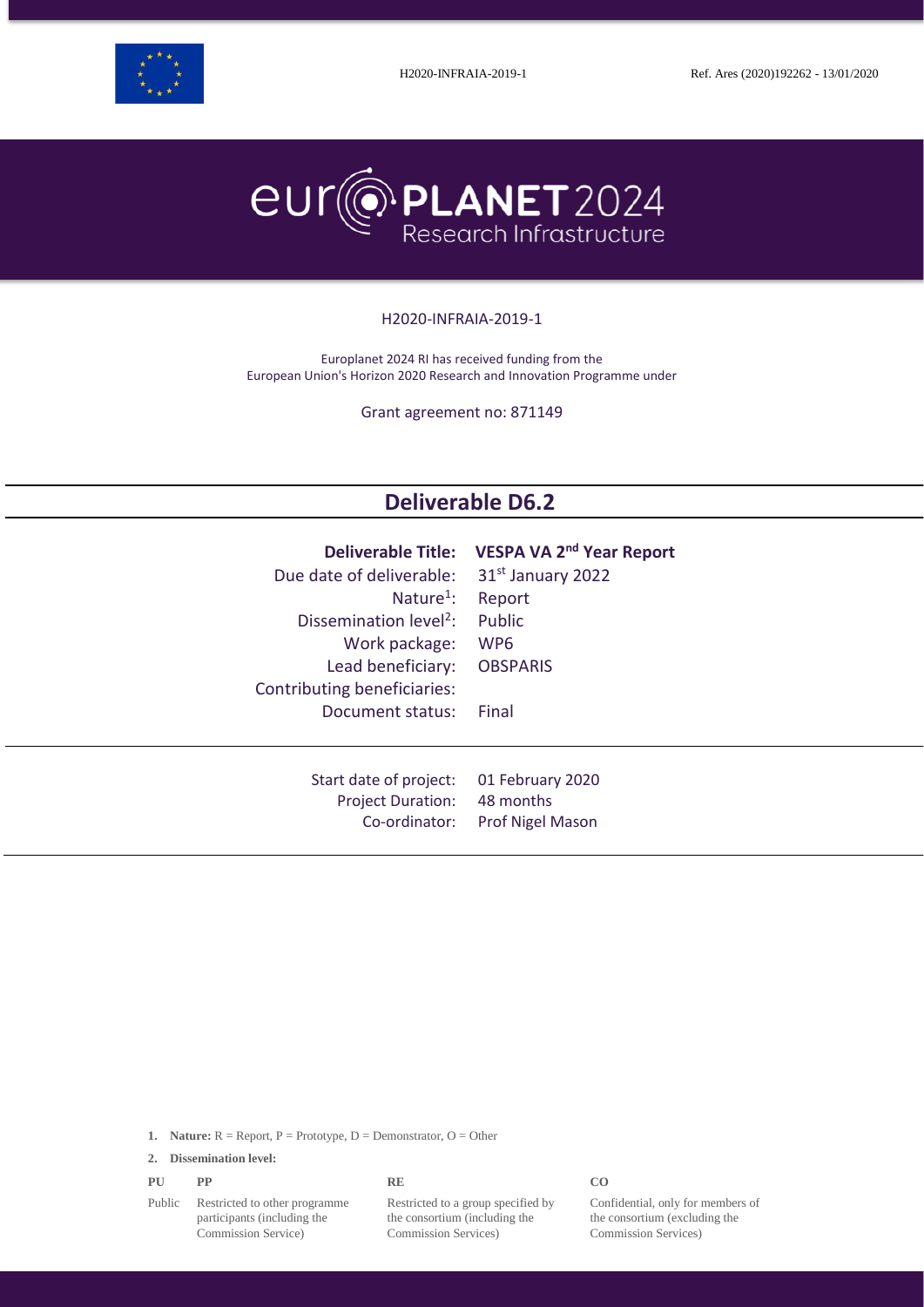H2020-INFRAIA-2019-1 Ref. Ares (2020)192262 - 13/01/2020

# europlanet 2024 Research Infrastructure

H2020-INFRAIA-2019-1

Europlanet 2024 RI has received funding from the European Union's Horizon 2020 Research and Innovation Programme under

Grant agreement no: 871149

## Deliverable D6.2

| | |
|---|---|
| **Deliverable Title:** | **VESPA VA 2nd Year Report** |
| Due date of deliverable: | 31st January 2022 |
| Nature[1]: | Report |
| Dissemination level[2]: | Public |
| Work package: | WP6 |
| Lead beneficiary: | OBSPARIS |
| Contributing beneficiaries: | |
| Document status: | Final |

| | |
|---|---|
| Start date of project: | 01 February 2020 |
| Project Duration: | 48 months |
| Co-ordinator: | Prof Nigel Mason |

1. **Nature:** R = Report, P = Prototype, D = Demonstrator, O = Other
2. **Dissemination level:**

| PU | PP | RE | CO |
|---|---|---|---|
| Public | Restricted to other programme participants (including the Commission Service) | Restricted to a group specified by the consortium (including the Commission Services) | Confidential, only for members of the consortium (excluding the Commission Services) |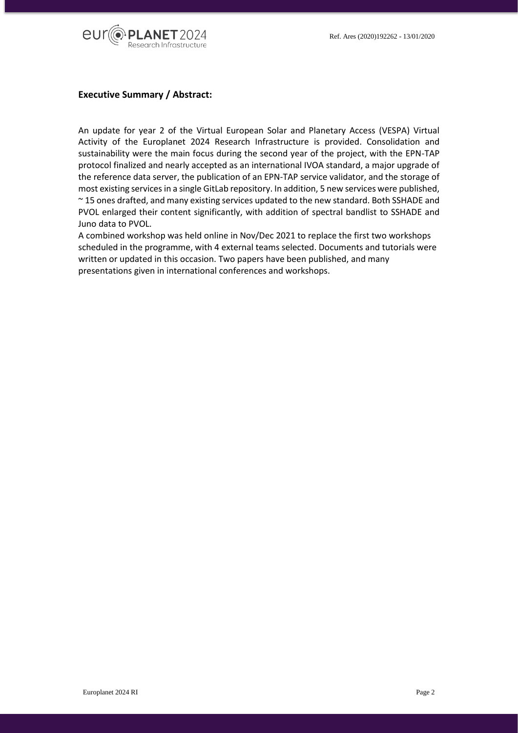## Executive Summary / Abstract:

An update for year 2 of the Virtual European Solar and Planetary Access (VESPA) Virtual Activity of the Europlanet 2024 Research Infrastructure is provided. Consolidation and sustainability were the main focus during the second year of the project, with the EPN-TAP protocol finalized and nearly accepted as an international IVOA standard, a major upgrade of the reference data server, the publication of an EPN-TAP service validator, and the storage of most existing services in a single GitLab repository. In addition, 5 new services were published, ~ 15 ones drafted, and many existing services updated to the new standard. Both SSHADE and PVOL enlarged their content significantly, with addition of spectral bandlist to SSHADE and Juno data to PVOL.

A combined workshop was held online in Nov/Dec 2021 to replace the first two workshops scheduled in the programme, with 4 external teams selected. Documents and tutorials were written or updated in this occasion. Two papers have been published, and many presentations given in international conferences and workshops.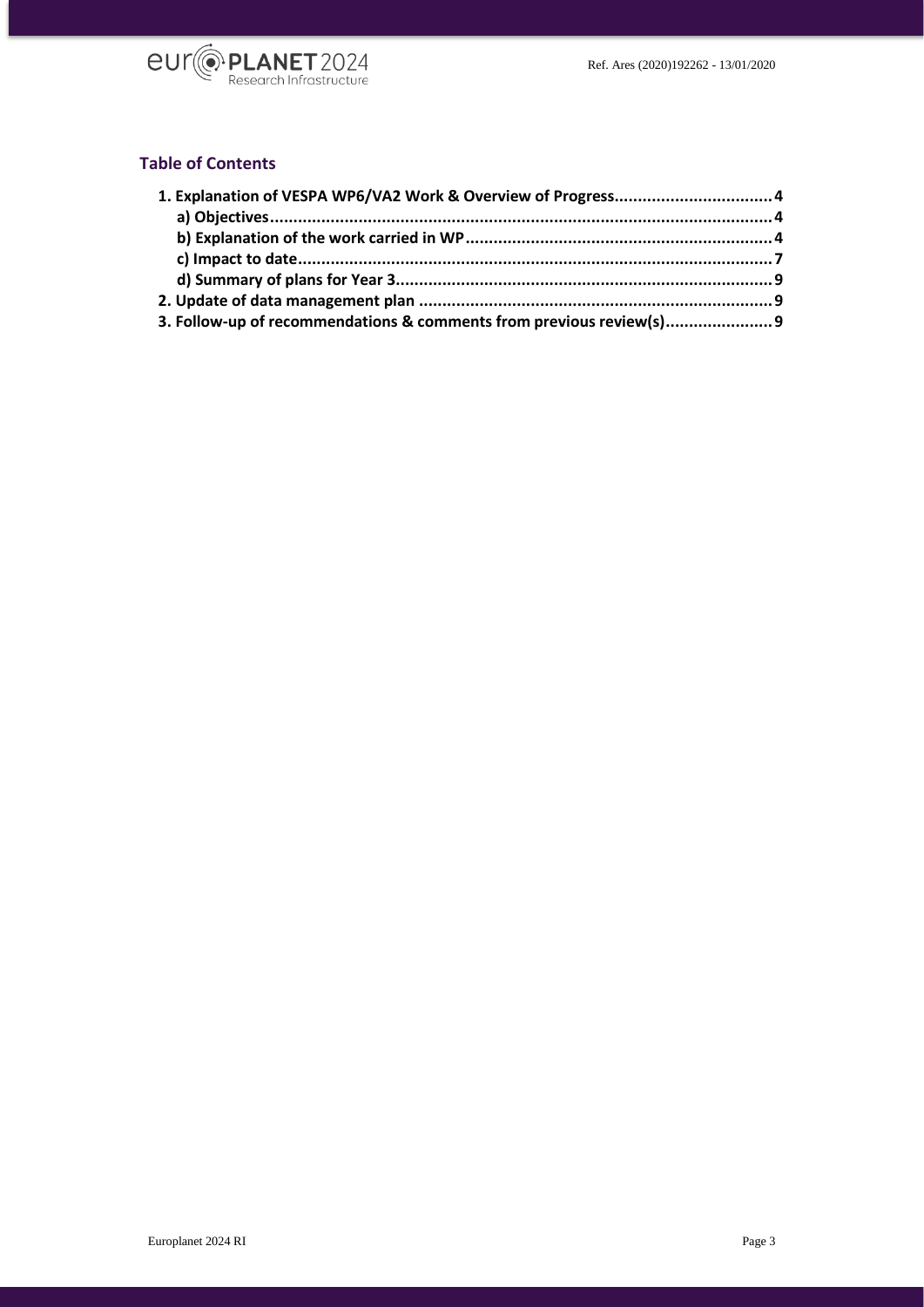## Table of Contents

1. Explanation of VESPA WP6/VA2 Work & Overview of Progress .......... 4
   - a) Objectives .......... 4
   - b) Explanation of the work carried in WP .......... 4
   - c) Impact to date .......... 7
   - d) Summary of plans for Year 3 .......... 9
2. Update of data management plan .......... 9
3. Follow-up of recommendations & comments from previous review(s) .......... 9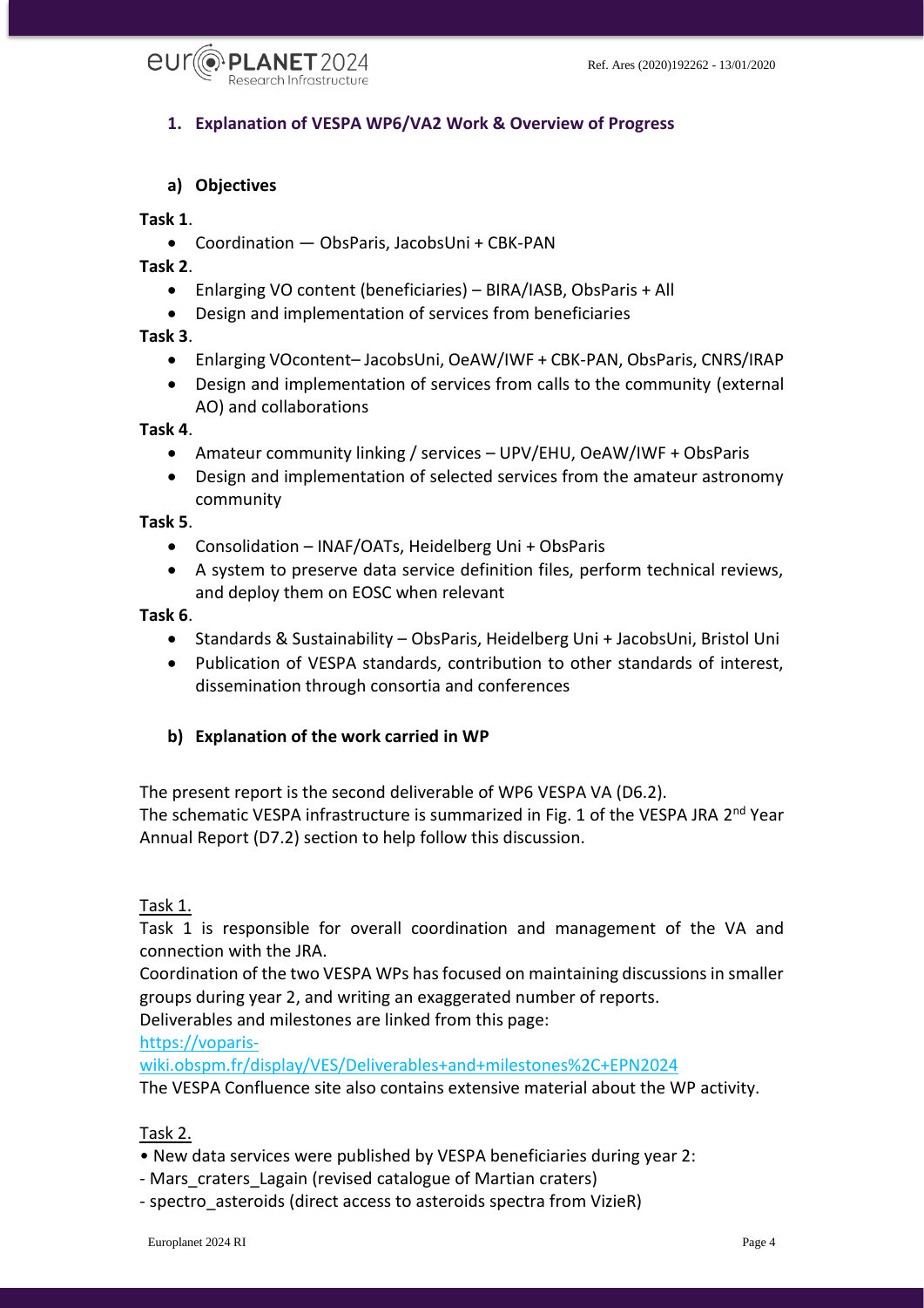## 1. Explanation of VESPA WP6/VA2 Work & Overview of Progress

### a) Objectives

**Task 1**.

- Coordination — ObsParis, JacobsUni + CBK-PAN

**Task 2**.

- Enlarging VO content (beneficiaries) – BIRA/IASB, ObsParis + All
- Design and implementation of services from beneficiaries

**Task 3**.

- Enlarging VOcontent– JacobsUni, OeAW/IWF + CBK-PAN, ObsParis, CNRS/IRAP
- Design and implementation of services from calls to the community (external AO) and collaborations

**Task 4**.

- Amateur community linking / services – UPV/EHU, OeAW/IWF + ObsParis
- Design and implementation of selected services from the amateur astronomy community

**Task 5**.

- Consolidation – INAF/OATs, Heidelberg Uni + ObsParis
- A system to preserve data service definition files, perform technical reviews, and deploy them on EOSC when relevant

**Task 6**.

- Standards & Sustainability – ObsParis, Heidelberg Uni + JacobsUni, Bristol Uni
- Publication of VESPA standards, contribution to other standards of interest, dissemination through consortia and conferences

### b) Explanation of the work carried in WP

The present report is the second deliverable of WP6 VESPA VA (D6.2).
The schematic VESPA infrastructure is summarized in Fig. 1 of the VESPA JRA 2nd Year Annual Report (D7.2) section to help follow this discussion.

Task 1.
Task 1 is responsible for overall coordination and management of the VA and connection with the JRA.
Coordination of the two VESPA WPs has focused on maintaining discussions in smaller groups during year 2, and writing an exaggerated number of reports.
Deliverables and milestones are linked from this page:
https://voparis-wiki.obspm.fr/display/VES/Deliverables+and+milestones%2C+EPN2024
The VESPA Confluence site also contains extensive material about the WP activity.

Task 2.
• New data services were published by VESPA beneficiaries during year 2:
- Mars_craters_Lagain (revised catalogue of Martian craters)
- spectro_asteroids (direct access to asteroids spectra from VizieR)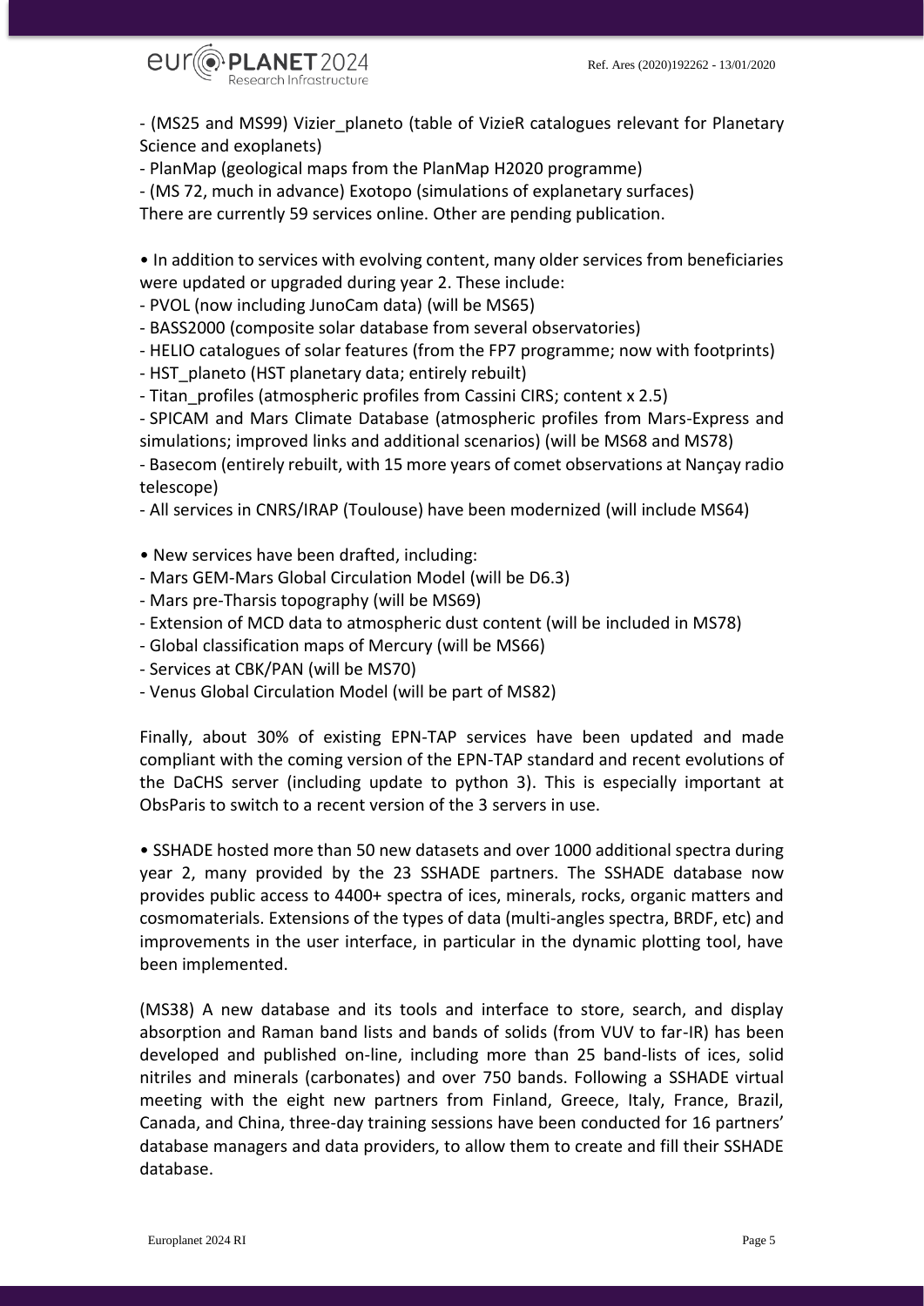- (MS25 and MS99) Vizier_planeto (table of VizieR catalogues relevant for Planetary Science and exoplanets)
- PlanMap (geological maps from the PlanMap H2020 programme)
- (MS 72, much in advance) Exotopo (simulations of explanetary surfaces)

There are currently 59 services online. Other are pending publication.

• In addition to services with evolving content, many older services from beneficiaries were updated or upgraded during year 2. These include:

- PVOL (now including JunoCam data) (will be MS65)
- BASS2000 (composite solar database from several observatories)
- HELIO catalogues of solar features (from the FP7 programme; now with footprints)
- HST_planeto (HST planetary data; entirely rebuilt)
- Titan_profiles (atmospheric profiles from Cassini CIRS; content x 2.5)
- SPICAM and Mars Climate Database (atmospheric profiles from Mars-Express and simulations; improved links and additional scenarios) (will be MS68 and MS78)
- Basecom (entirely rebuilt, with 15 more years of comet observations at Nançay radio telescope)
- All services in CNRS/IRAP (Toulouse) have been modernized (will include MS64)

• New services have been drafted, including:

- Mars GEM-Mars Global Circulation Model (will be D6.3)
- Mars pre-Tharsis topography (will be MS69)
- Extension of MCD data to atmospheric dust content (will be included in MS78)
- Global classification maps of Mercury (will be MS66)
- Services at CBK/PAN (will be MS70)
- Venus Global Circulation Model (will be part of MS82)

Finally, about 30% of existing EPN-TAP services have been updated and made compliant with the coming version of the EPN-TAP standard and recent evolutions of the DaCHS server (including update to python 3). This is especially important at ObsParis to switch to a recent version of the 3 servers in use.

• SSHADE hosted more than 50 new datasets and over 1000 additional spectra during year 2, many provided by the 23 SSHADE partners. The SSHADE database now provides public access to 4400+ spectra of ices, minerals, rocks, organic matters and cosmomaterials. Extensions of the types of data (multi-angles spectra, BRDF, etc) and improvements in the user interface, in particular in the dynamic plotting tool, have been implemented.

(MS38) A new database and its tools and interface to store, search, and display absorption and Raman band lists and bands of solids (from VUV to far-IR) has been developed and published on-line, including more than 25 band-lists of ices, solid nitriles and minerals (carbonates) and over 750 bands. Following a SSHADE virtual meeting with the eight new partners from Finland, Greece, Italy, France, Brazil, Canada, and China, three-day training sessions have been conducted for 16 partners' database managers and data providers, to allow them to create and fill their SSHADE database.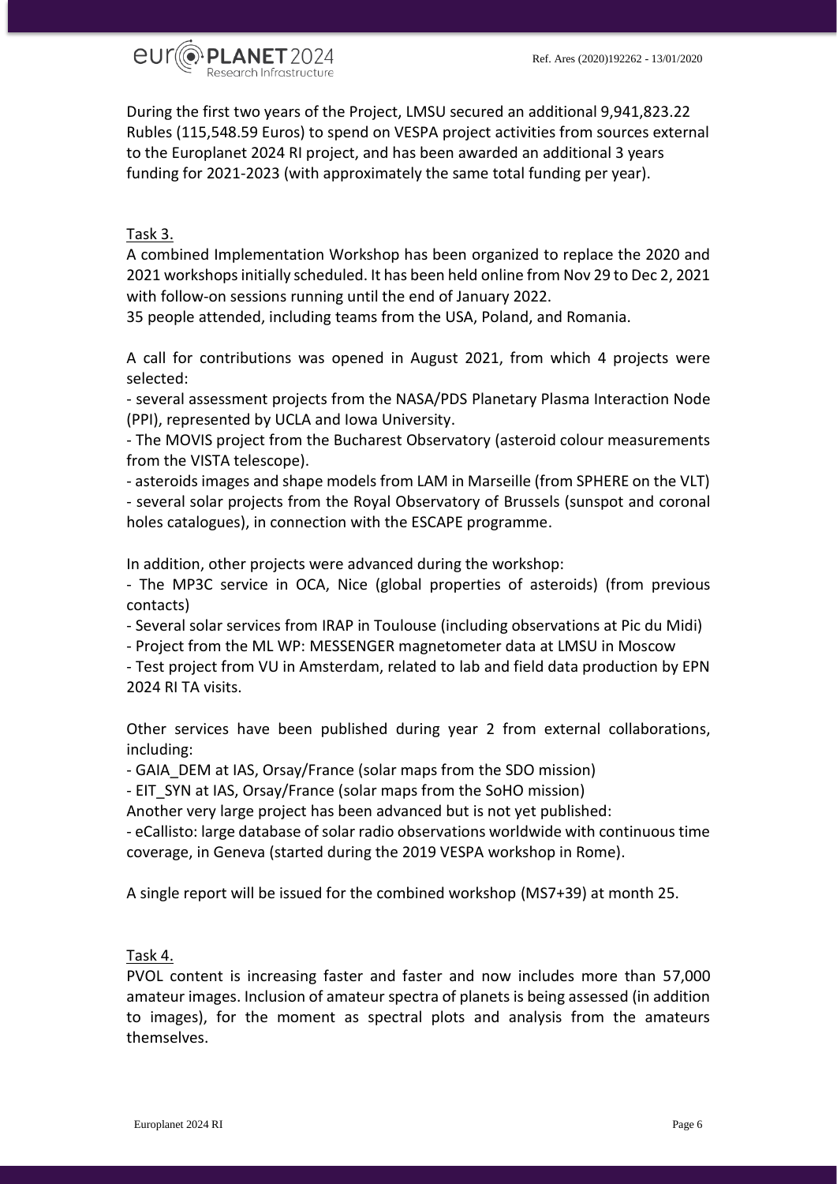During the first two years of the Project, LMSU secured an additional 9,941,823.22 Rubles (115,548.59 Euros) to spend on VESPA project activities from sources external to the Europlanet 2024 RI project, and has been awarded an additional 3 years funding for 2021-2023 (with approximately the same total funding per year).

Task 3.

A combined Implementation Workshop has been organized to replace the 2020 and 2021 workshops initially scheduled. It has been held online from Nov 29 to Dec 2, 2021 with follow-on sessions running until the end of January 2022.

35 people attended, including teams from the USA, Poland, and Romania.

A call for contributions was opened in August 2021, from which 4 projects were selected:

- several assessment projects from the NASA/PDS Planetary Plasma Interaction Node (PPI), represented by UCLA and Iowa University.
- The MOVIS project from the Bucharest Observatory (asteroid colour measurements from the VISTA telescope).
- asteroids images and shape models from LAM in Marseille (from SPHERE on the VLT)
- several solar projects from the Royal Observatory of Brussels (sunspot and coronal holes catalogues), in connection with the ESCAPE programme.

In addition, other projects were advanced during the workshop:

- The MP3C service in OCA, Nice (global properties of asteroids) (from previous contacts)
- Several solar services from IRAP in Toulouse (including observations at Pic du Midi)
- Project from the ML WP: MESSENGER magnetometer data at LMSU in Moscow
- Test project from VU in Amsterdam, related to lab and field data production by EPN 2024 RI TA visits.

Other services have been published during year 2 from external collaborations, including:

- GAIA_DEM at IAS, Orsay/France (solar maps from the SDO mission)
- EIT_SYN at IAS, Orsay/France (solar maps from the SoHO mission)

Another very large project has been advanced but is not yet published:

- eCallisto: large database of solar radio observations worldwide with continuous time coverage, in Geneva (started during the 2019 VESPA workshop in Rome).

A single report will be issued for the combined workshop (MS7+39) at month 25.

Task 4.

PVOL content is increasing faster and faster and now includes more than 57,000 amateur images. Inclusion of amateur spectra of planets is being assessed (in addition to images), for the moment as spectral plots and analysis from the amateurs themselves.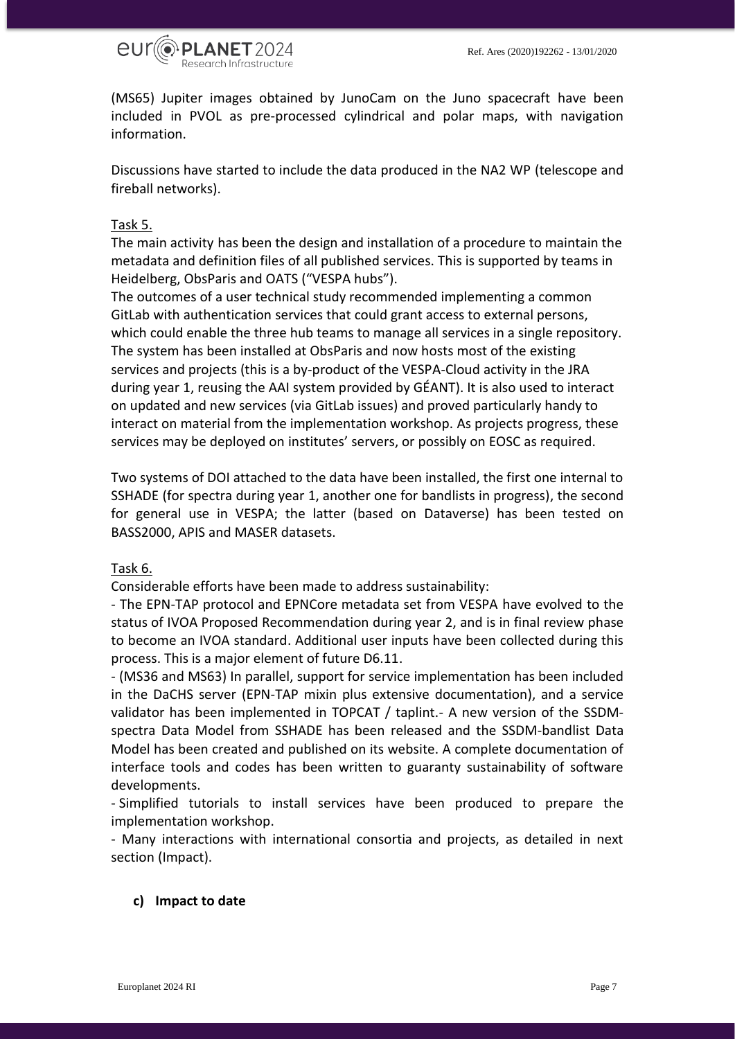(MS65) Jupiter images obtained by JunoCam on the Juno spacecraft have been included in PVOL as pre-processed cylindrical and polar maps, with navigation information.

Discussions have started to include the data produced in the NA2 WP (telescope and fireball networks).

Task 5.

The main activity has been the design and installation of a procedure to maintain the metadata and definition files of all published services. This is supported by teams in Heidelberg, ObsParis and OATS ("VESPA hubs").

The outcomes of a user technical study recommended implementing a common GitLab with authentication services that could grant access to external persons, which could enable the three hub teams to manage all services in a single repository. The system has been installed at ObsParis and now hosts most of the existing services and projects (this is a by-product of the VESPA-Cloud activity in the JRA during year 1, reusing the AAI system provided by GÉANT). It is also used to interact on updated and new services (via GitLab issues) and proved particularly handy to interact on material from the implementation workshop. As projects progress, these services may be deployed on institutes' servers, or possibly on EOSC as required.

Two systems of DOI attached to the data have been installed, the first one internal to SSHADE (for spectra during year 1, another one for bandlists in progress), the second for general use in VESPA; the latter (based on Dataverse) has been tested on BASS2000, APIS and MASER datasets.

Task 6.

Considerable efforts have been made to address sustainability:

- The EPN-TAP protocol and EPNCore metadata set from VESPA have evolved to the status of IVOA Proposed Recommendation during year 2, and is in final review phase to become an IVOA standard. Additional user inputs have been collected during this process. This is a major element of future D6.11.
- (MS36 and MS63) In parallel, support for service implementation has been included in the DaCHS server (EPN-TAP mixin plus extensive documentation), and a service validator has been implemented in TOPCAT / taplint.- A new version of the SSDM-spectra Data Model from SSHADE has been released and the SSDM-bandlist Data Model has been created and published on its website. A complete documentation of interface tools and codes has been written to guaranty sustainability of software developments.
- Simplified tutorials to install services have been produced to prepare the implementation workshop.
- Many interactions with international consortia and projects, as detailed in next section (Impact).

**c) Impact to date**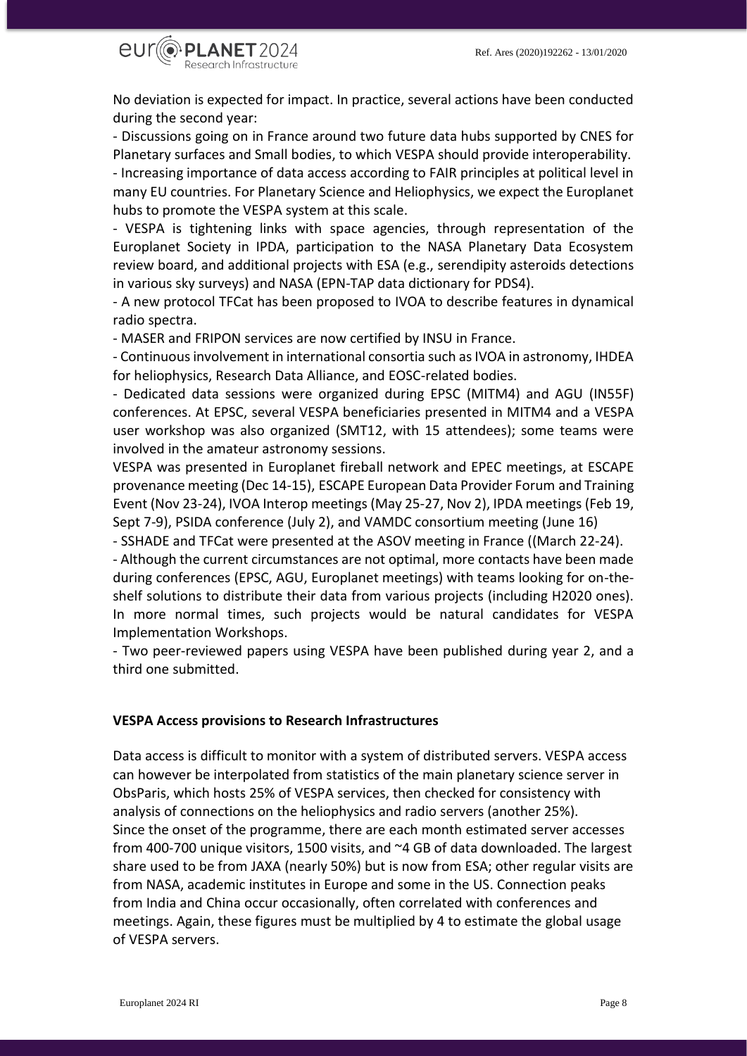No deviation is expected for impact. In practice, several actions have been conducted during the second year:

- Discussions going on in France around two future data hubs supported by CNES for Planetary surfaces and Small bodies, to which VESPA should provide interoperability.
- Increasing importance of data access according to FAIR principles at political level in many EU countries. For Planetary Science and Heliophysics, we expect the Europlanet hubs to promote the VESPA system at this scale.
- VESPA is tightening links with space agencies, through representation of the Europlanet Society in IPDA, participation to the NASA Planetary Data Ecosystem review board, and additional projects with ESA (e.g., serendipity asteroids detections in various sky surveys) and NASA (EPN-TAP data dictionary for PDS4).
- A new protocol TFCat has been proposed to IVOA to describe features in dynamical radio spectra.
- MASER and FRIPON services are now certified by INSU in France.
- Continuous involvement in international consortia such as IVOA in astronomy, IHDEA for heliophysics, Research Data Alliance, and EOSC-related bodies.
- Dedicated data sessions were organized during EPSC (MITM4) and AGU (IN55F) conferences. At EPSC, several VESPA beneficiaries presented in MITM4 and a VESPA user workshop was also organized (SMT12, with 15 attendees); some teams were involved in the amateur astronomy sessions.

VESPA was presented in Europlanet fireball network and EPEC meetings, at ESCAPE provenance meeting (Dec 14-15), ESCAPE European Data Provider Forum and Training Event (Nov 23-24), IVOA Interop meetings (May 25-27, Nov 2), IPDA meetings (Feb 19, Sept 7-9), PSIDA conference (July 2), and VAMDC consortium meeting (June 16)

- SSHADE and TFCat were presented at the ASOV meeting in France ((March 22-24).
- Although the current circumstances are not optimal, more contacts have been made during conferences (EPSC, AGU, Europlanet meetings) with teams looking for on-the-shelf solutions to distribute their data from various projects (including H2020 ones). In more normal times, such projects would be natural candidates for VESPA Implementation Workshops.
- Two peer-reviewed papers using VESPA have been published during year 2, and a third one submitted.

**VESPA Access provisions to Research Infrastructures**

Data access is difficult to monitor with a system of distributed servers. VESPA access can however be interpolated from statistics of the main planetary science server in ObsParis, which hosts 25% of VESPA services, then checked for consistency with analysis of connections on the heliophysics and radio servers (another 25%).
Since the onset of the programme, there are each month estimated server accesses from 400-700 unique visitors, 1500 visits, and ~4 GB of data downloaded. The largest share used to be from JAXA (nearly 50%) but is now from ESA; other regular visits are from NASA, academic institutes in Europe and some in the US. Connection peaks from India and China occur occasionally, often correlated with conferences and meetings. Again, these figures must be multiplied by 4 to estimate the global usage of VESPA servers.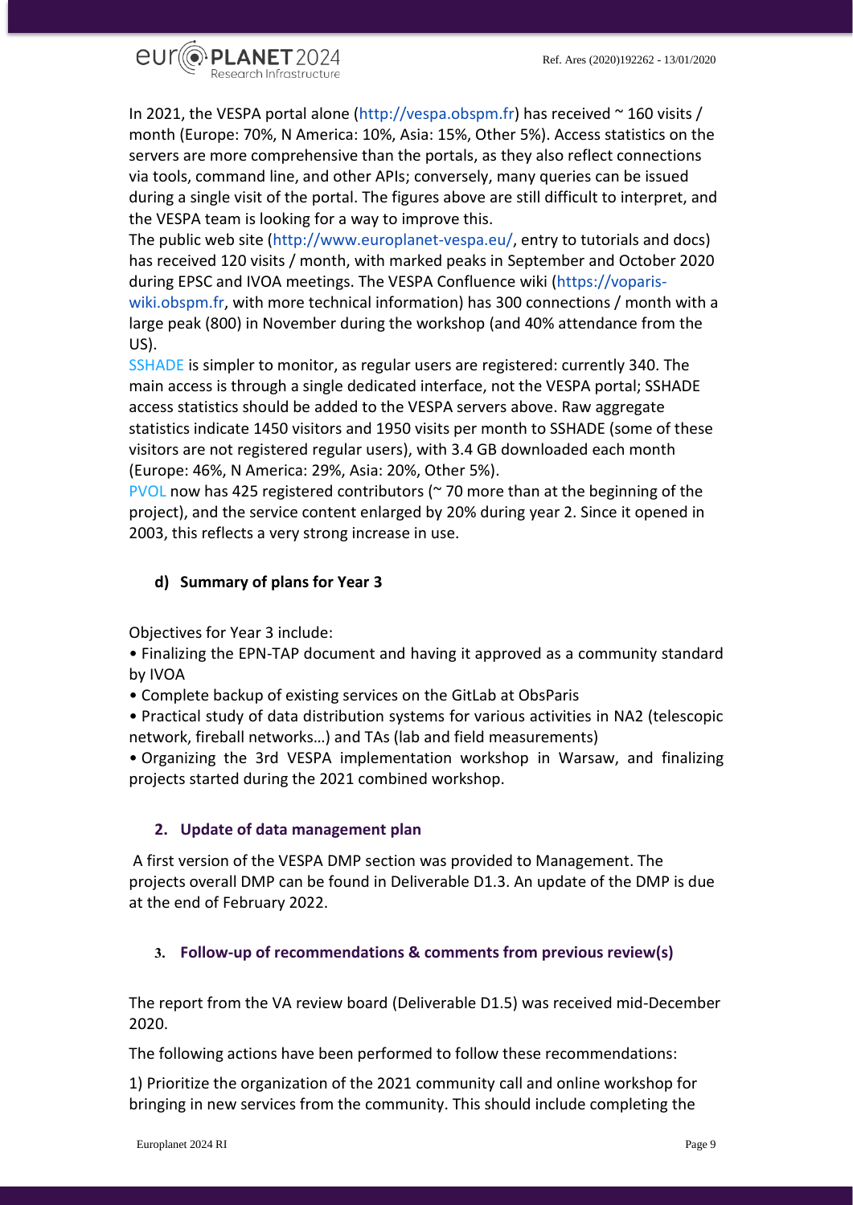In 2021, the VESPA portal alone (http://vespa.obspm.fr) has received ~ 160 visits / month (Europe: 70%, N America: 10%, Asia: 15%, Other 5%). Access statistics on the servers are more comprehensive than the portals, as they also reflect connections via tools, command line, and other APIs; conversely, many queries can be issued during a single visit of the portal. The figures above are still difficult to interpret, and the VESPA team is looking for a way to improve this.
The public web site (http://www.europlanet-vespa.eu/, entry to tutorials and docs) has received 120 visits / month, with marked peaks in September and October 2020 during EPSC and IVOA meetings. The VESPA Confluence wiki (https://voparis-wiki.obspm.fr, with more technical information) has 300 connections / month with a large peak (800) in November during the workshop (and 40% attendance from the US).
SSHADE is simpler to monitor, as regular users are registered: currently 340. The main access is through a single dedicated interface, not the VESPA portal; SSHADE access statistics should be added to the VESPA servers above. Raw aggregate statistics indicate 1450 visitors and 1950 visits per month to SSHADE (some of these visitors are not registered regular users), with 3.4 GB downloaded each month (Europe: 46%, N America: 29%, Asia: 20%, Other 5%).
PVOL now has 425 registered contributors (~ 70 more than at the beginning of the project), and the service content enlarged by 20% during year 2. Since it opened in 2003, this reflects a very strong increase in use.

### d) Summary of plans for Year 3

Objectives for Year 3 include:

- Finalizing the EPN-TAP document and having it approved as a community standard by IVOA
- Complete backup of existing services on the GitLab at ObsParis
- Practical study of data distribution systems for various activities in NA2 (telescopic network, fireball networks…) and TAs (lab and field measurements)
- Organizing the 3rd VESPA implementation workshop in Warsaw, and finalizing projects started during the 2021 combined workshop.

## 2. Update of data management plan

A first version of the VESPA DMP section was provided to Management. The projects overall DMP can be found in Deliverable D1.3. An update of the DMP is due at the end of February 2022.

## 3. Follow-up of recommendations & comments from previous review(s)

The report from the VA review board (Deliverable D1.5) was received mid-December 2020.

The following actions have been performed to follow these recommendations:

1) Prioritize the organization of the 2021 community call and online workshop for bringing in new services from the community. This should include completing the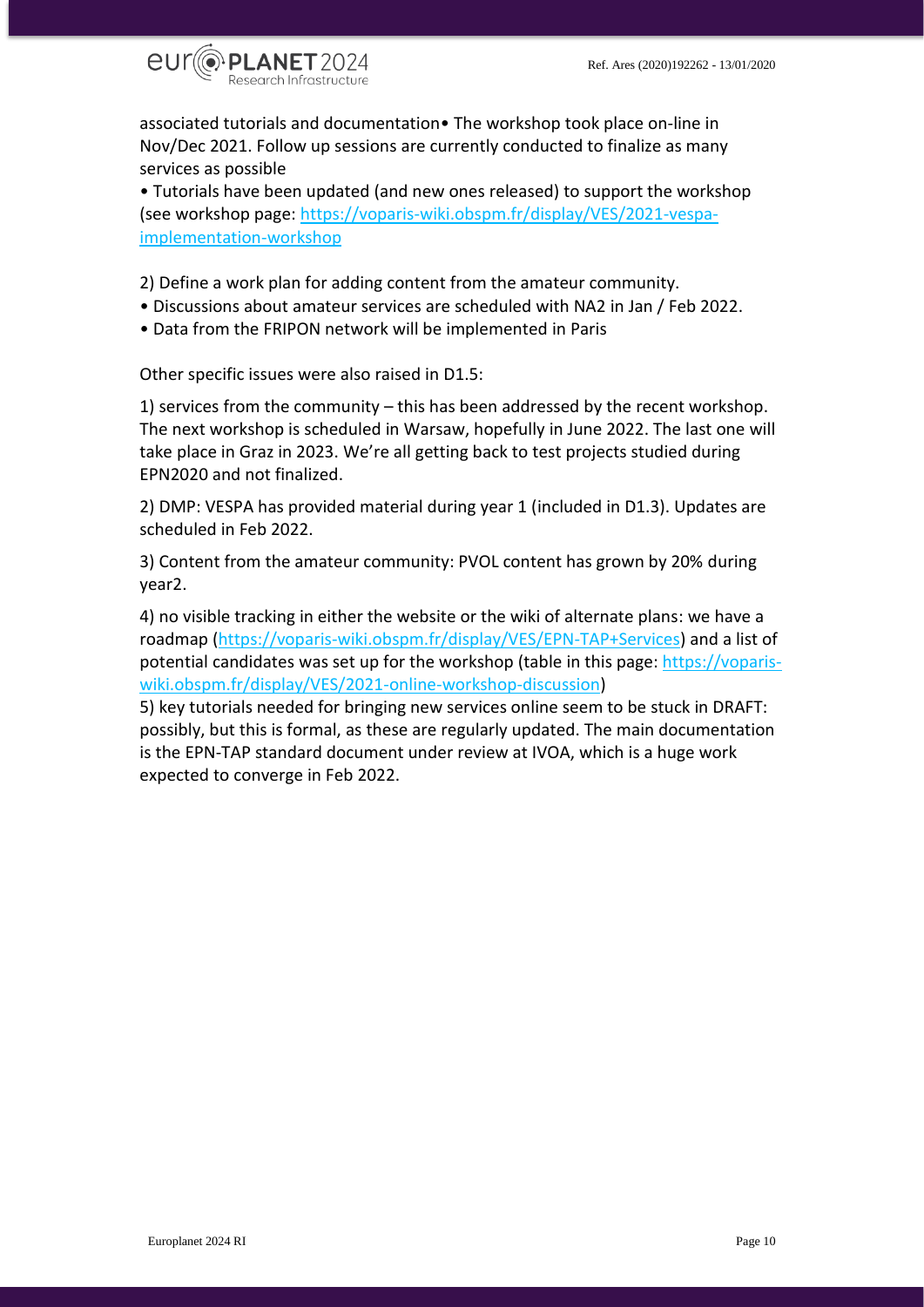associated tutorials and documentation• The workshop took place on-line in Nov/Dec 2021. Follow up sessions are currently conducted to finalize as many services as possible

• Tutorials have been updated (and new ones released) to support the workshop (see workshop page: https://voparis-wiki.obspm.fr/display/VES/2021-vespa-implementation-workshop

2) Define a work plan for adding content from the amateur community.

• Discussions about amateur services are scheduled with NA2 in Jan / Feb 2022.

• Data from the FRIPON network will be implemented in Paris

Other specific issues were also raised in D1.5:

1) services from the community – this has been addressed by the recent workshop. The next workshop is scheduled in Warsaw, hopefully in June 2022. The last one will take place in Graz in 2023. We're all getting back to test projects studied during EPN2020 and not finalized.

2) DMP: VESPA has provided material during year 1 (included in D1.3). Updates are scheduled in Feb 2022.

3) Content from the amateur community: PVOL content has grown by 20% during year2.

4) no visible tracking in either the website or the wiki of alternate plans: we have a roadmap (https://voparis-wiki.obspm.fr/display/VES/EPN-TAP+Services) and a list of potential candidates was set up for the workshop (table in this page: https://voparis-wiki.obspm.fr/display/VES/2021-online-workshop-discussion)

5) key tutorials needed for bringing new services online seem to be stuck in DRAFT: possibly, but this is formal, as these are regularly updated. The main documentation is the EPN-TAP standard document under review at IVOA, which is a huge work expected to converge in Feb 2022.